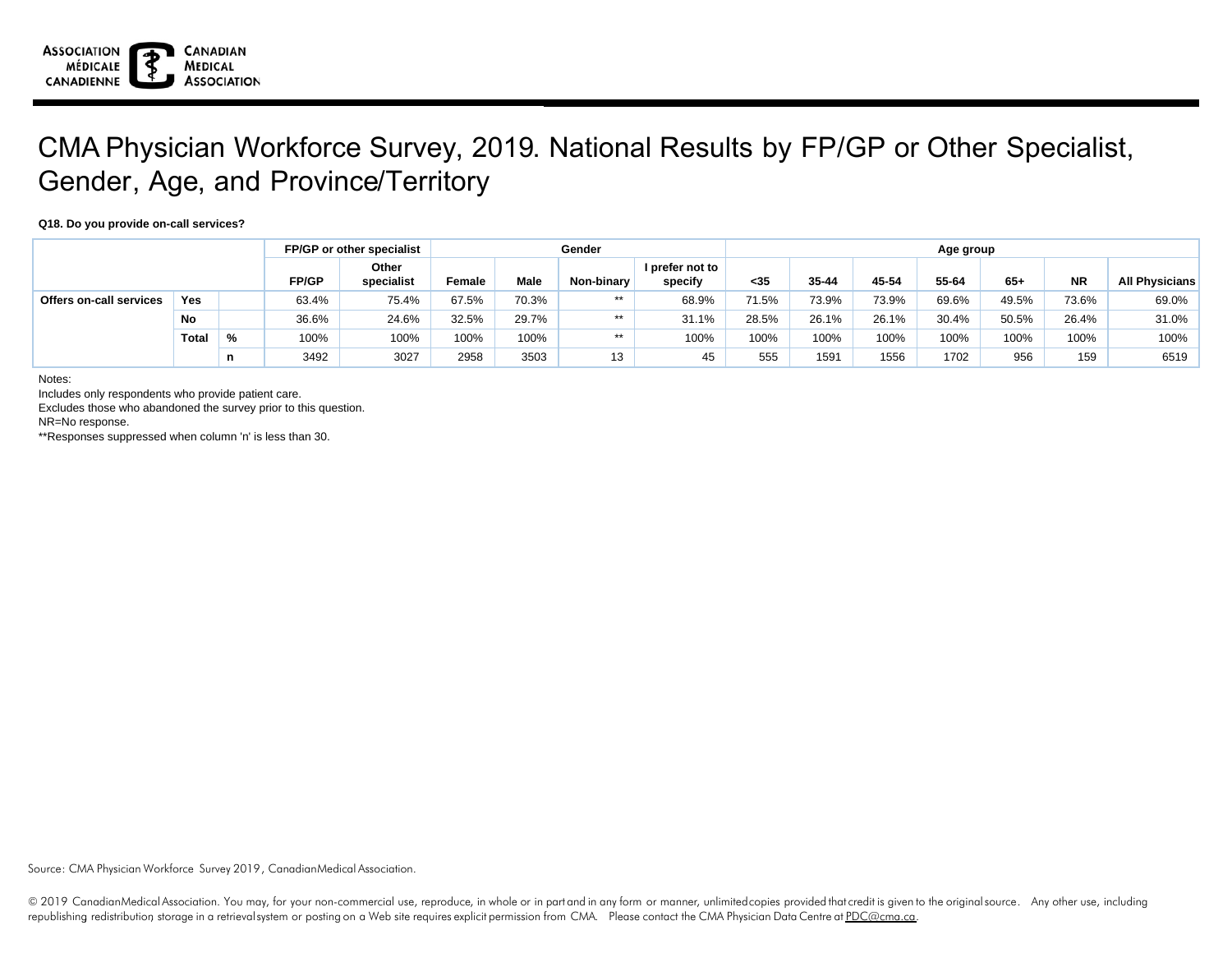# CMA Physician Workforce Survey, 2019. National Results by FP/GP or Other Specialist, Gender, Age, and Province/Territory

**Q18. Do you provide on-call services?**

| | | | FP/GP or other specialist | | Gender | | | | Age group | | | | | | |
|---|---|---|---|---|---|---|---|---|---|---|---|---|---|---|---|
| | | | **FP/GP** | **Other specialist** | **Female** | **Male** | **Non-binary** | **I prefer not to specify** | **<35** | **35-44** | **45-54** | **55-64** | **65+** | **NR** | **All Physicians** |
| **Offers on-call services** | **Yes** | | 63.4% | 75.4% | 67.5% | 70.3% | ** | 68.9% | 71.5% | 73.9% | 73.9% | 69.6% | 49.5% | 73.6% | 69.0% |
| | **No** | | 36.6% | 24.6% | 32.5% | 29.7% | ** | 31.1% | 28.5% | 26.1% | 26.1% | 30.4% | 50.5% | 26.4% | 31.0% |
| | **Total** | **%** | 100% | 100% | 100% | 100% | ** | 100% | 100% | 100% | 100% | 100% | 100% | 100% | 100% |
| | | **n** | 3492 | 3027 | 2958 | 3503 | 13 | 45 | 555 | 1591 | 1556 | 1702 | 956 | 159 | 6519 |

Notes:

Includes only respondents who provide patient care.

Excludes those who abandoned the survey prior to this question.

NR=No response.

**Responses suppressed when column 'n' is less than 30.

Source: CMA Physician Workforce Survey 2019, Canadian Medical Association.

© 2019 Canadian Medical Association. You may, for your non-commercial use, reproduce, in whole or in part and in any form or manner, unlimited copies provided that credit is given to the original source. Any other use, including republishing redistribution, storage in a retrieval system or posting on a Web site requires explicit permission from CMA. Please contact the CMA Physician Data Centre at PDC@cma.ca.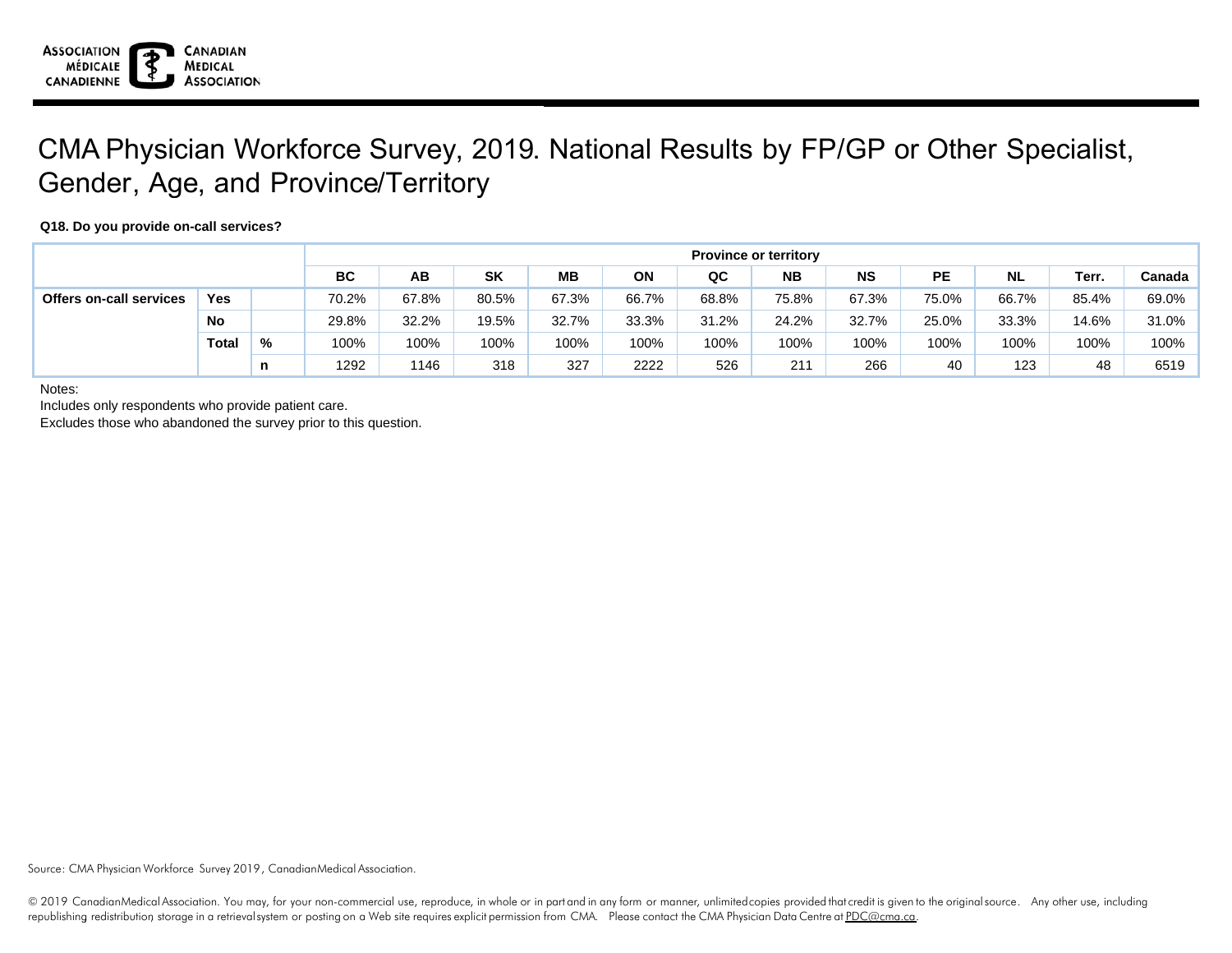# CMA Physician Workforce Survey, 2019. National Results by FP/GP or Other Specialist, Gender, Age, and Province/Territory

**Q18. Do you provide on-call services?**

| | | | Province or territory | | | | | | | | | | | |
|---|---|---|---|---|---|---|---|---|---|---|---|---|---|---|
| | | | **BC** | **AB** | **SK** | **MB** | **ON** | **QC** | **NB** | **NS** | **PE** | **NL** | **Terr.** | **Canada** |
| **Offers on-call services** | **Yes** | | 70.2% | 67.8% | 80.5% | 67.3% | 66.7% | 68.8% | 75.8% | 67.3% | 75.0% | 66.7% | 85.4% | 69.0% |
| | **No** | | 29.8% | 32.2% | 19.5% | 32.7% | 33.3% | 31.2% | 24.2% | 32.7% | 25.0% | 33.3% | 14.6% | 31.0% |
| | **Total** | **%** | 100% | 100% | 100% | 100% | 100% | 100% | 100% | 100% | 100% | 100% | 100% | 100% |
| | | **n** | 1292 | 1146 | 318 | 327 | 2222 | 526 | 211 | 266 | 40 | 123 | 48 | 6519 |

Notes:

Includes only respondents who provide patient care.

Excludes those who abandoned the survey prior to this question.

Source: CMA Physician Workforce Survey 2019, Canadian Medical Association.

© 2019 Canadian Medical Association. You may, for your non-commercial use, reproduce, in whole or in part and in any form or manner, unlimited copies provided that credit is given to the original source. Any other use, including republishing, redistribution, storage in a retrieval system or posting on a Web site requires explicit permission from CMA. Please contact the CMA Physician Data Centre at PDC@cma.ca.